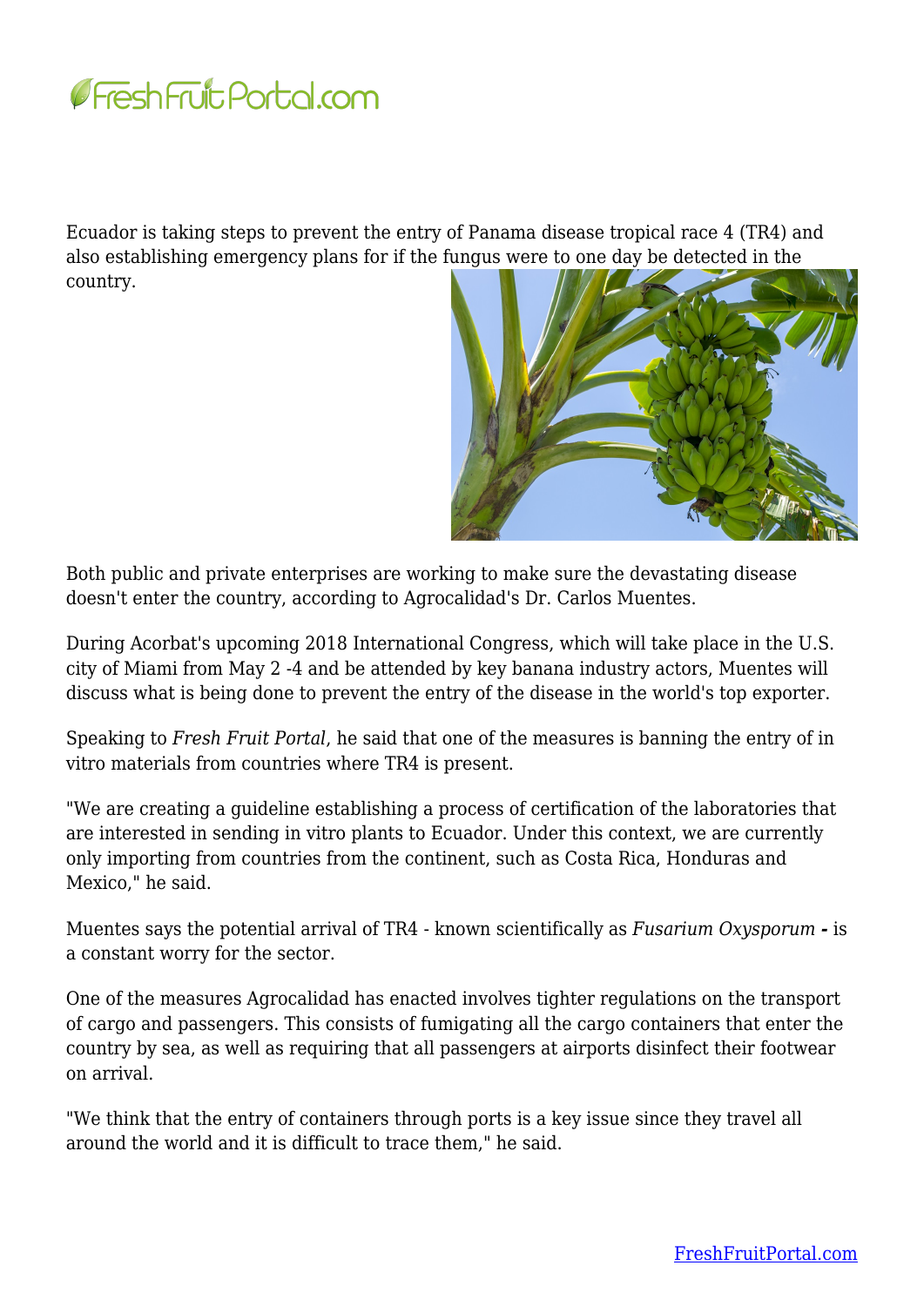Ecuador is taking steps to prevent the entry of Panama disease tropical race 4 (TR4) and also establishing emergency plans for if the fungus were to one day be detected in the country.

Both public and private enterprises are working to make sure the devastating disease doesn't enter the country, according to Agrocalidad's Dr. Carlos Muentes.

During Acorbat's upcoming 2018 International Congress, which will take place in the U.S. city of Miami from May 2 -4 and be attended by key banana industry actors, Muentes will discuss what is being done to prevent the entry of the disease in the world's top exporter.

Speaking to *Fresh Fruit Portal*, he said that one of the measures is banning the entry of in vitro materials from countries where TR4 is present.

"We are creating a guideline establishing a process of certification of the laboratories that are interested in sending in vitro plants to Ecuador. Under this context, we are currently only importing from countries from the continent, such as Costa Rica, Honduras and Mexico," he said.

Muentes says the potential arrival of TR4 - known scientifically as *Fusarium Oxysporum* **-** is a constant worry for the sector.

One of the measures Agrocalidad has enacted involves tighter regulations on the transport of cargo and passengers. This consists of fumigating all the cargo containers that enter the country by sea, as well as requiring that all passengers at airports disinfect their footwear on arrival.

"We think that the entry of containers through ports is a key issue since they travel all around the world and it is difficult to trace them," he said.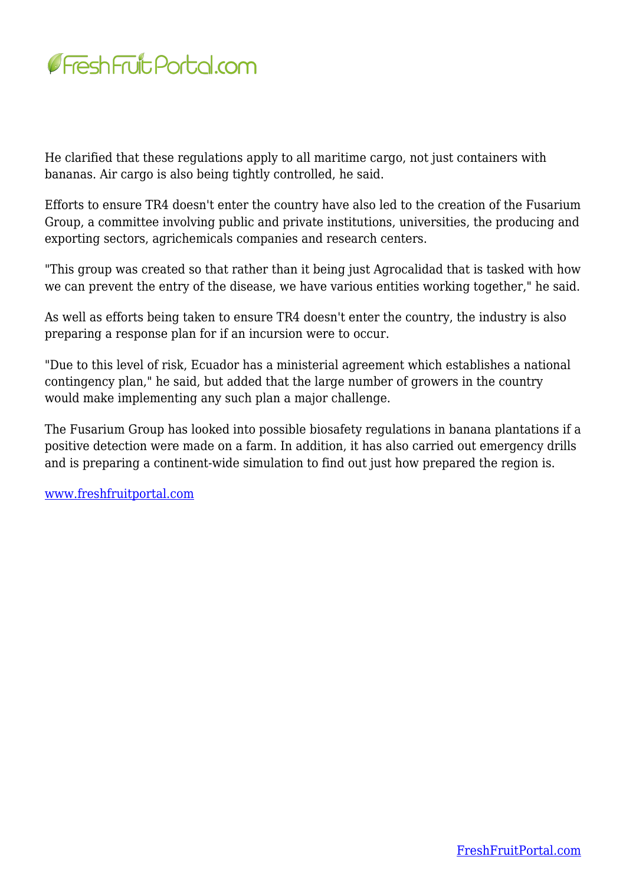He clarified that these regulations apply to all maritime cargo, not just containers with bananas. Air cargo is also being tightly controlled, he said.

Efforts to ensure TR4 doesn't enter the country have also led to the creation of the Fusarium Group, a committee involving public and private institutions, universities, the producing and exporting sectors, agrichemicals companies and research centers.

"This group was created so that rather than it being just Agrocalidad that is tasked with how we can prevent the entry of the disease, we have various entities working together," he said.

As well as efforts being taken to ensure TR4 doesn't enter the country, the industry is also preparing a response plan for if an incursion were to occur.

"Due to this level of risk, Ecuador has a ministerial agreement which establishes a national contingency plan," he said, but added that the large number of growers in the country would make implementing any such plan a major challenge.

The Fusarium Group has looked into possible biosafety regulations in banana plantations if a positive detection were made on a farm. In addition, it has also carried out emergency drills and is preparing a continent-wide simulation to find out just how prepared the region is.

www.freshfruitportal.com